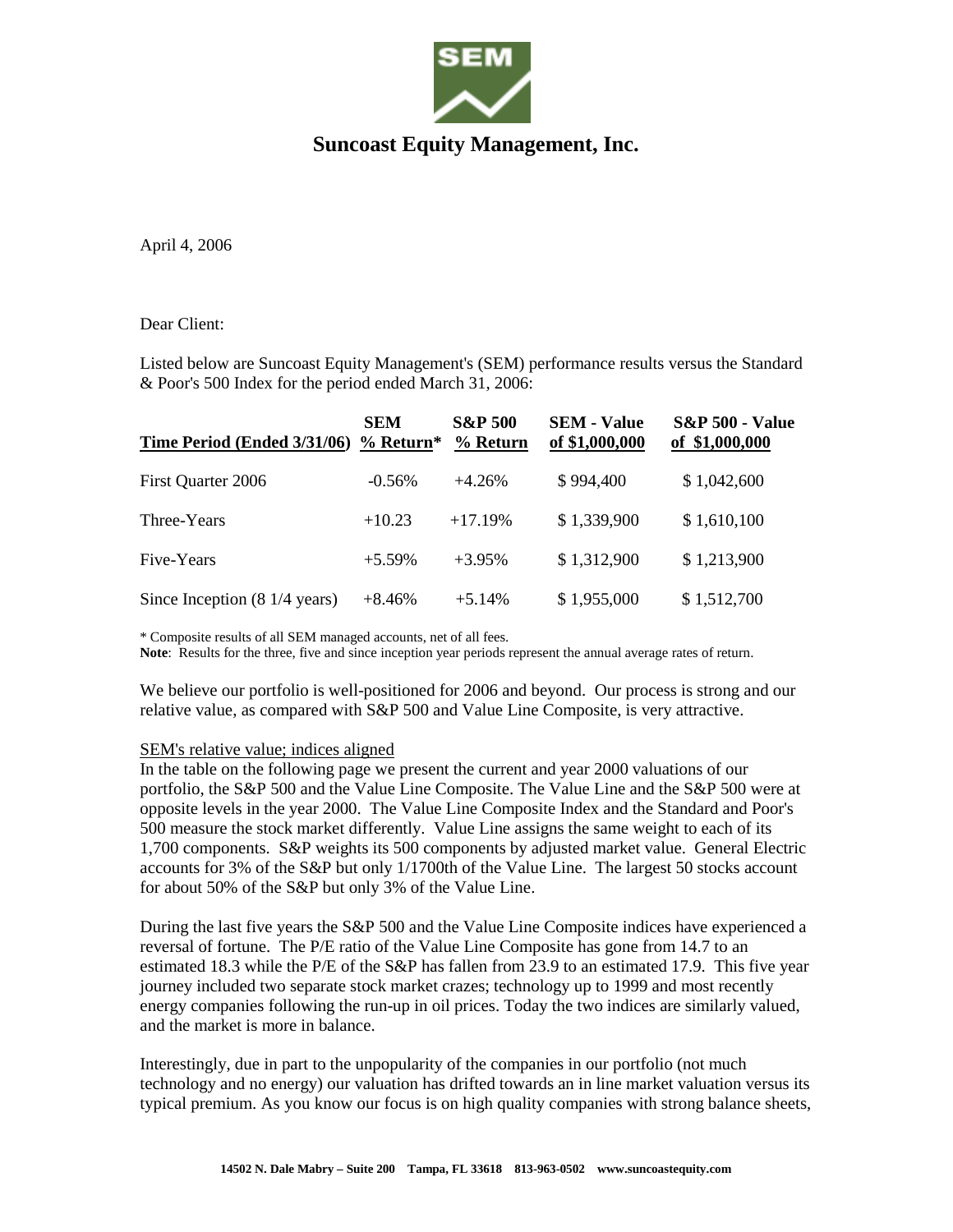# Suncoast Equity Management, Inc.

April 4, 2006

Dear Client:

Listed below are Suncoast Equity Management's (SEM) performance results versus the Standard & Poor's 500 Index for the period ended March 31, 2006:

| Time Period (Ended 3/31/06) | SEM % Return* | S&P 500 % Return | SEM - Value of $1,000,000 | S&P 500 - Value of $1,000,000 |
|---|---|---|---|---|
| First Quarter 2006 | -0.56% | +4.26% | $ 994,400 | $ 1,042,600 |
| Three-Years | +10.23 | +17.19% | $ 1,339,900 | $ 1,610,100 |
| Five-Years | +5.59% | +3.95% | $ 1,312,900 | $ 1,213,900 |
| Since Inception (8 1/4 years) | +8.46% | +5.14% | $ 1,955,000 | $ 1,512,700 |

\* Composite results of all SEM managed accounts, net of all fees.
**Note**: Results for the three, five and since inception year periods represent the annual average rates of return.

We believe our portfolio is well-positioned for 2006 and beyond. Our process is strong and our relative value, as compared with S&P 500 and Value Line Composite, is very attractive.

<u>SEM's relative value; indices aligned</u>
In the table on the following page we present the current and year 2000 valuations of our portfolio, the S&P 500 and the Value Line Composite. The Value Line and the S&P 500 were at opposite levels in the year 2000. The Value Line Composite Index and the Standard and Poor's 500 measure the stock market differently. Value Line assigns the same weight to each of its 1,700 components. S&P weights its 500 components by adjusted market value. General Electric accounts for 3% of the S&P but only 1/1700th of the Value Line. The largest 50 stocks account for about 50% of the S&P but only 3% of the Value Line.

During the last five years the S&P 500 and the Value Line Composite indices have experienced a reversal of fortune. The P/E ratio of the Value Line Composite has gone from 14.7 to an estimated 18.3 while the P/E of the S&P has fallen from 23.9 to an estimated 17.9. This five year journey included two separate stock market crazes; technology up to 1999 and most recently energy companies following the run-up in oil prices. Today the two indices are similarly valued, and the market is more in balance.

Interestingly, due in part to the unpopularity of the companies in our portfolio (not much technology and no energy) our valuation has drifted towards an in line market valuation versus its typical premium. As you know our focus is on high quality companies with strong balance sheets,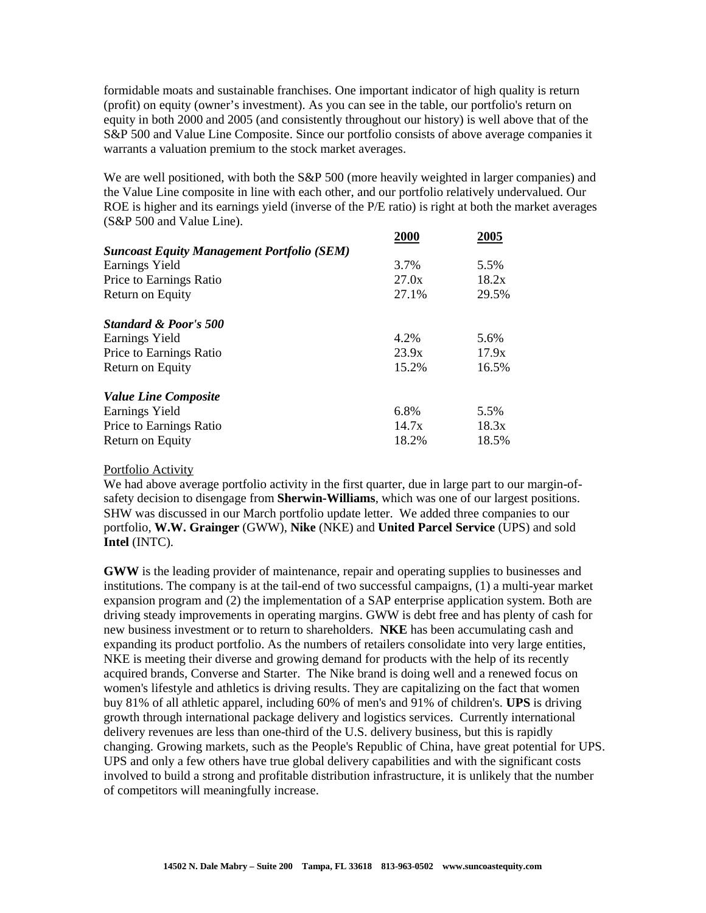formidable moats and sustainable franchises. One important indicator of high quality is return (profit) on equity (owner's investment). As you can see in the table, our portfolio's return on equity in both 2000 and 2005 (and consistently throughout our history) is well above that of the S&P 500 and Value Line Composite. Since our portfolio consists of above average companies it warrants a valuation premium to the stock market averages.

We are well positioned, with both the S&P 500 (more heavily weighted in larger companies) and the Value Line composite in line with each other, and our portfolio relatively undervalued. Our ROE is higher and its earnings yield (inverse of the P/E ratio) is right at both the market averages (S&P 500 and Value Line).

| | 2000 | 2005 |
|---|---|---|
| ***Suncoast Equity Management Portfolio (SEM)*** | | |
| Earnings Yield | 3.7% | 5.5% |
| Price to Earnings Ratio | 27.0x | 18.2x |
| Return on Equity | 27.1% | 29.5% |
| ***Standard & Poor's 500*** | | |
| Earnings Yield | 4.2% | 5.6% |
| Price to Earnings Ratio | 23.9x | 17.9x |
| Return on Equity | 15.2% | 16.5% |
| ***Value Line Composite*** | | |
| Earnings Yield | 6.8% | 5.5% |
| Price to Earnings Ratio | 14.7x | 18.3x |
| Return on Equity | 18.2% | 18.5% |

Portfolio Activity

We had above average portfolio activity in the first quarter, due in large part to our margin-of-safety decision to disengage from **Sherwin-Williams**, which was one of our largest positions. SHW was discussed in our March portfolio update letter. We added three companies to our portfolio, **W.W. Grainger** (GWW), **Nike** (NKE) and **United Parcel Service** (UPS) and sold **Intel** (INTC).

**GWW** is the leading provider of maintenance, repair and operating supplies to businesses and institutions. The company is at the tail-end of two successful campaigns, (1) a multi-year market expansion program and (2) the implementation of a SAP enterprise application system. Both are driving steady improvements in operating margins. GWW is debt free and has plenty of cash for new business investment or to return to shareholders. **NKE** has been accumulating cash and expanding its product portfolio. As the numbers of retailers consolidate into very large entities, NKE is meeting their diverse and growing demand for products with the help of its recently acquired brands, Converse and Starter. The Nike brand is doing well and a renewed focus on women's lifestyle and athletics is driving results. They are capitalizing on the fact that women buy 81% of all athletic apparel, including 60% of men's and 91% of children's. **UPS** is driving growth through international package delivery and logistics services. Currently international delivery revenues are less than one-third of the U.S. delivery business, but this is rapidly changing. Growing markets, such as the People's Republic of China, have great potential for UPS. UPS and only a few others have true global delivery capabilities and with the significant costs involved to build a strong and profitable distribution infrastructure, it is unlikely that the number of competitors will meaningfully increase.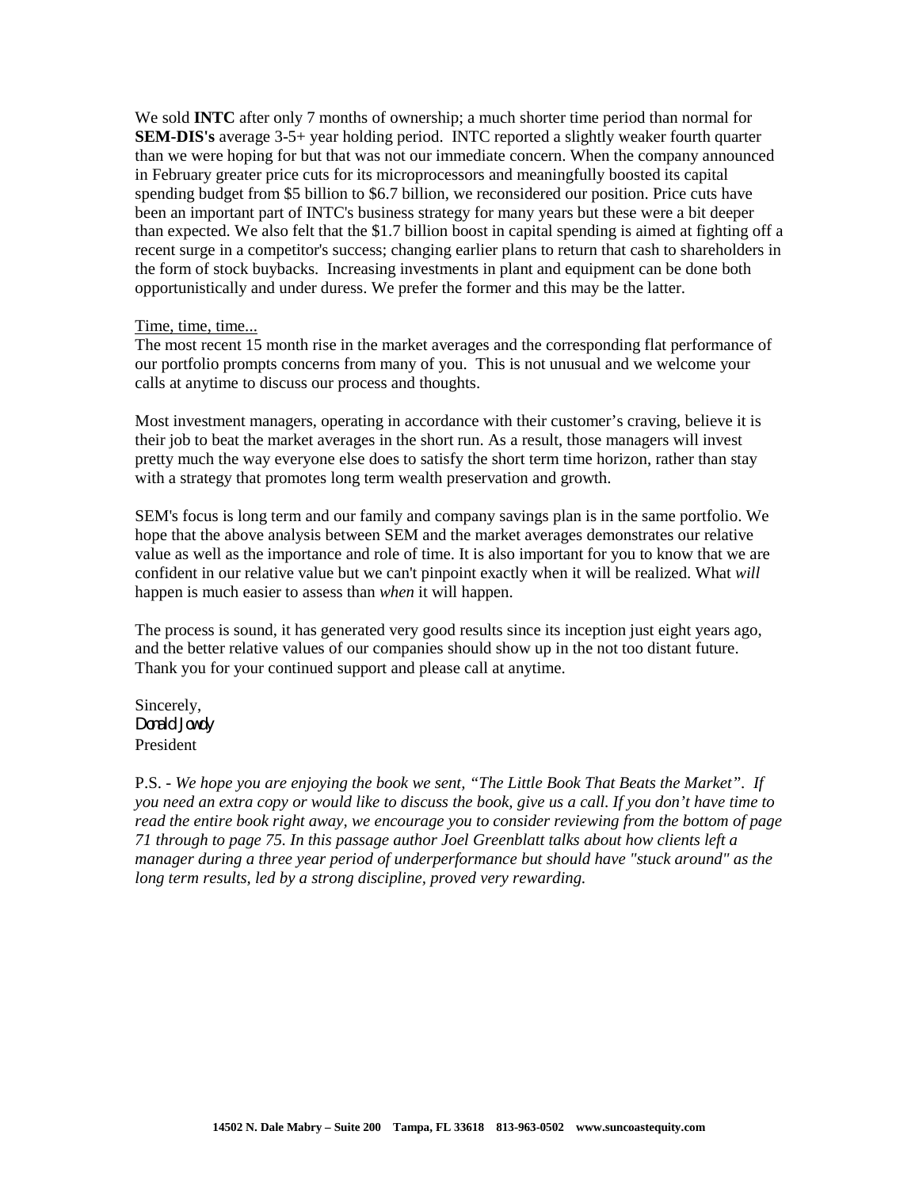We sold **INTC** after only 7 months of ownership; a much shorter time period than normal for **SEM-DIS's** average 3-5+ year holding period. INTC reported a slightly weaker fourth quarter than we were hoping for but that was not our immediate concern. When the company announced in February greater price cuts for its microprocessors and meaningfully boosted its capital spending budget from $5 billion to $6.7 billion, we reconsidered our position. Price cuts have been an important part of INTC's business strategy for many years but these were a bit deeper than expected. We also felt that the $1.7 billion boost in capital spending is aimed at fighting off a recent surge in a competitor's success; changing earlier plans to return that cash to shareholders in the form of stock buybacks. Increasing investments in plant and equipment can be done both opportunistically and under duress. We prefer the former and this may be the latter.

Time, time, time...

The most recent 15 month rise in the market averages and the corresponding flat performance of our portfolio prompts concerns from many of you. This is not unusual and we welcome your calls at anytime to discuss our process and thoughts.

Most investment managers, operating in accordance with their customer's craving, believe it is their job to beat the market averages in the short run. As a result, those managers will invest pretty much the way everyone else does to satisfy the short term time horizon, rather than stay with a strategy that promotes long term wealth preservation and growth.

SEM's focus is long term and our family and company savings plan is in the same portfolio. We hope that the above analysis between SEM and the market averages demonstrates our relative value as well as the importance and role of time. It is also important for you to know that we are confident in our relative value but we can't pinpoint exactly when it will be realized. What *will* happen is much easier to assess than *when* it will happen.

The process is sound, it has generated very good results since its inception just eight years ago, and the better relative values of our companies should show up in the not too distant future. Thank you for your continued support and please call at anytime.

Sincerely,
*Donald Jowdy*
President

P.S. - *We hope you are enjoying the book we sent, "The Little Book That Beats the Market". If you need an extra copy or would like to discuss the book, give us a call. If you don't have time to read the entire book right away, we encourage you to consider reviewing from the bottom of page 71 through to page 75. In this passage author Joel Greenblatt talks about how clients left a manager during a three year period of underperformance but should have "stuck around" as the long term results, led by a strong discipline, proved very rewarding.*

**14502 N. Dale Mabry – Suite 200 Tampa, FL 33618 813-963-0502 www.suncoastequity.com**